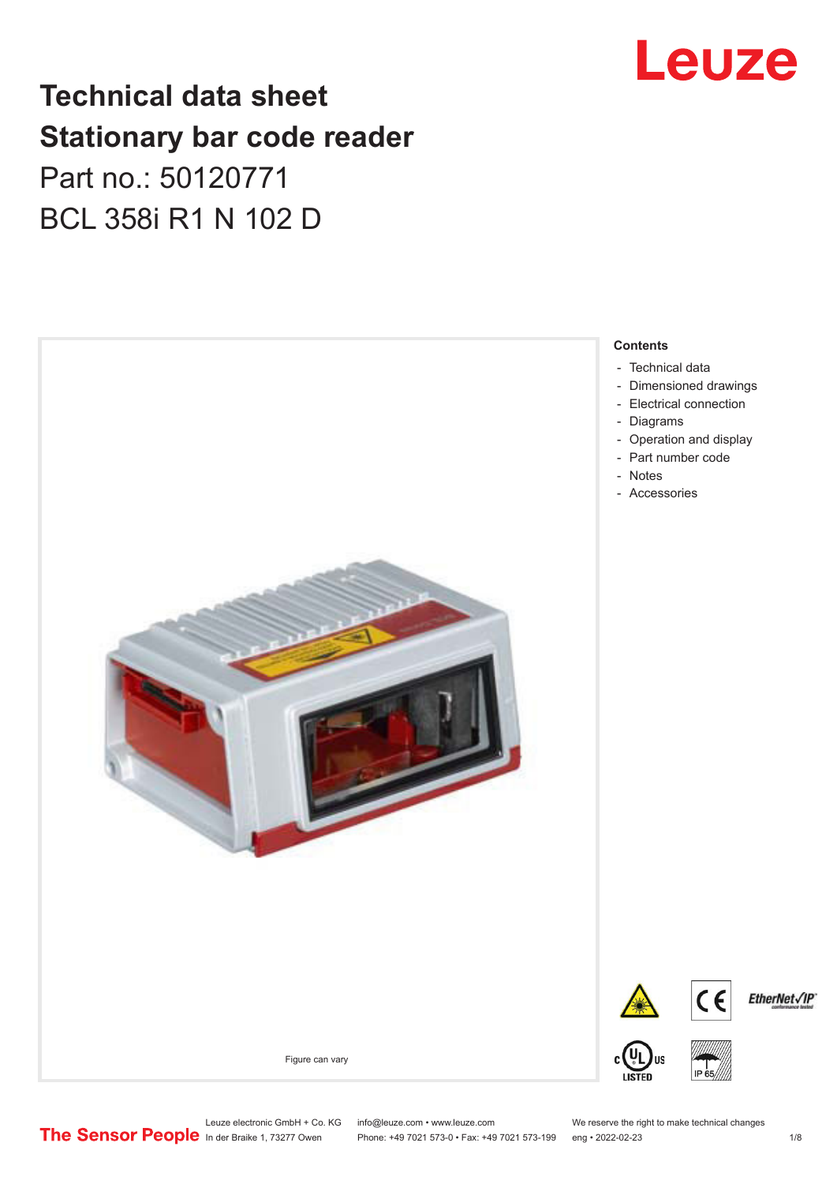# Technical data sheet
# Stationary bar code reader

Part no.: 50120771

BCL 358i R1 N 102 D

Figure can vary

**Contents**

- Technical data
- Dimensioned drawings
- Electrical connection
- Diagrams
- Operation and display
- Part number code
- Notes
- Accessories

Leuze electronic GmbH + Co. KG
In der Braike 1, 73277 Owen

info@leuze.com • www.leuze.com
Phone: +49 7021 573-0 • Fax: +49 7021 573-199

We reserve the right to make technical changes
eng • 2022-02-23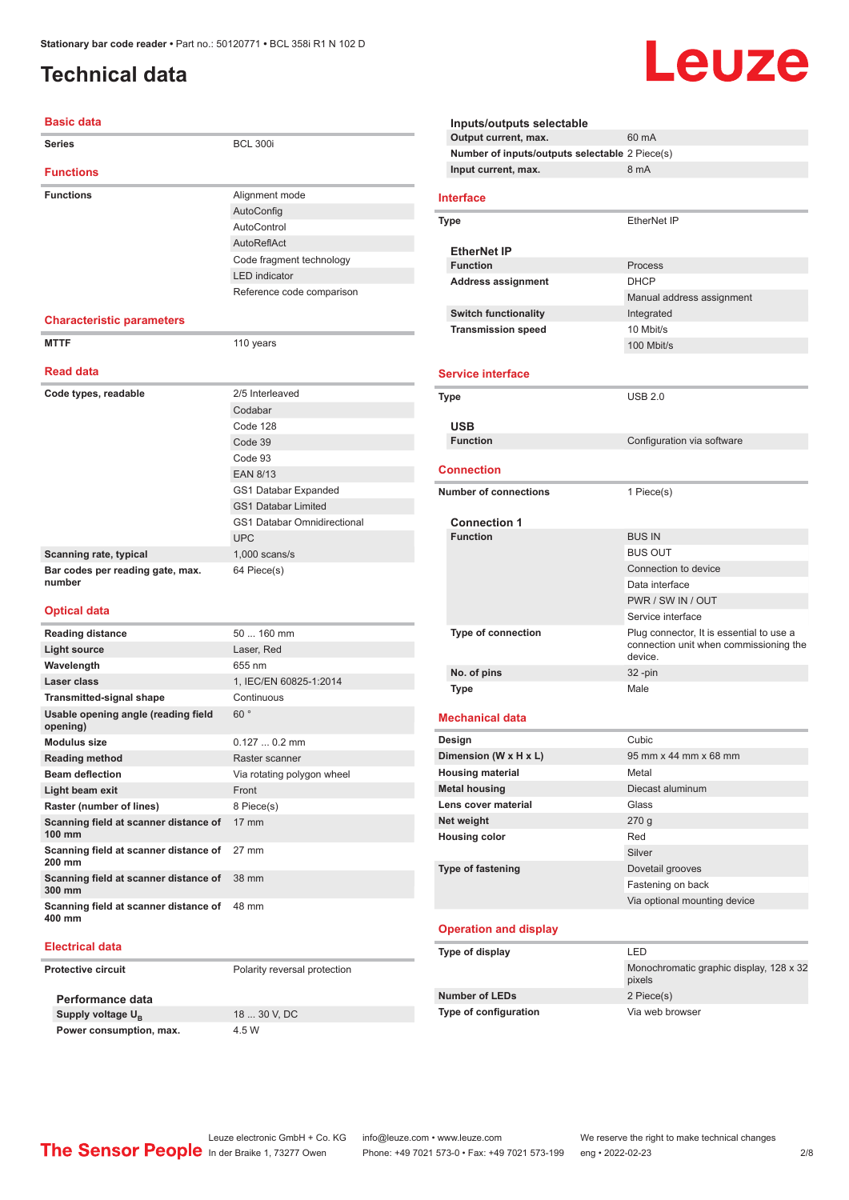# Technical data

## Basic data

| | |
|---|---|
| **Series** | BCL 300i |

## Functions

| | |
|---|---|
| **Functions** | Alignment mode |
| | AutoConfig |
| | AutoControl |
| | AutoReflAct |
| | Code fragment technology |
| | LED indicator |
| | Reference code comparison |

## Characteristic parameters

| | |
|---|---|
| **MTTF** | 110 years |

## Read data

| | |
|---|---|
| **Code types, readable** | 2/5 Interleaved |
| | Codabar |
| | Code 128 |
| | Code 39 |
| | Code 93 |
| | EAN 8/13 |
| | GS1 Databar Expanded |
| | GS1 Databar Limited |
| | GS1 Databar Omnidirectional |
| | UPC |
| **Scanning rate, typical** | 1,000 scans/s |
| **Bar codes per reading gate, max. number** | 64 Piece(s) |

## Optical data

| | |
|---|---|
| **Reading distance** | 50 ... 160 mm |
| **Light source** | Laser, Red |
| **Wavelength** | 655 nm |
| **Laser class** | 1, IEC/EN 60825-1:2014 |
| **Transmitted-signal shape** | Continuous |
| **Usable opening angle (reading field opening)** | 60 ° |
| **Modulus size** | 0.127 ... 0.2 mm |
| **Reading method** | Raster scanner |
| **Beam deflection** | Via rotating polygon wheel |
| **Light beam exit** | Front |
| **Raster (number of lines)** | 8 Piece(s) |
| **Scanning field at scanner distance of 100 mm** | 17 mm |
| **Scanning field at scanner distance of 200 mm** | 27 mm |
| **Scanning field at scanner distance of 300 mm** | 38 mm |
| **Scanning field at scanner distance of 400 mm** | 48 mm |

## Electrical data

| | |
|---|---|
| **Protective circuit** | Polarity reversal protection |

### Performance data

| | |
|---|---|
| **Supply voltage $U_B$** | 18 ... 30 V, DC |
| **Power consumption, max.** | 4.5 W |

### Inputs/outputs selectable

| | |
|---|---|
| **Output current, max.** | 60 mA |
| **Number of inputs/outputs selectable** | 2 Piece(s) |
| **Input current, max.** | 8 mA |

## Interface

| | |
|---|---|
| **Type** | EtherNet IP |

### EtherNet IP

| | |
|---|---|
| **Function** | Process |
| **Address assignment** | DHCP |
| | Manual address assignment |
| **Switch functionality** | Integrated |
| **Transmission speed** | 10 Mbit/s |
| | 100 Mbit/s |

## Service interface

| | |
|---|---|
| **Type** | USB 2.0 |

### USB

| | |
|---|---|
| **Function** | Configuration via software |

## Connection

| | |
|---|---|
| **Number of connections** | 1 Piece(s) |

### Connection 1

| | |
|---|---|
| **Function** | BUS IN |
| | BUS OUT |
| | Connection to device |
| | Data interface |
| | PWR / SW IN / OUT |
| | Service interface |
| **Type of connection** | Plug connector, It is essential to use a connection unit when commissioning the device. |
| **No. of pins** | 32 -pin |
| **Type** | Male |

## Mechanical data

| | |
|---|---|
| **Design** | Cubic |
| **Dimension (W x H x L)** | 95 mm x 44 mm x 68 mm |
| **Housing material** | Metal |
| **Metal housing** | Diecast aluminum |
| **Lens cover material** | Glass |
| **Net weight** | 270 g |
| **Housing color** | Red |
| | Silver |
| **Type of fastening** | Dovetail grooves |
| | Fastening on back |
| | Via optional mounting device |

## Operation and display

| | |
|---|---|
| **Type of display** | LED |
| | Monochromatic graphic display, 128 x 32 pixels |
| **Number of LEDs** | 2 Piece(s) |
| **Type of configuration** | Via web browser |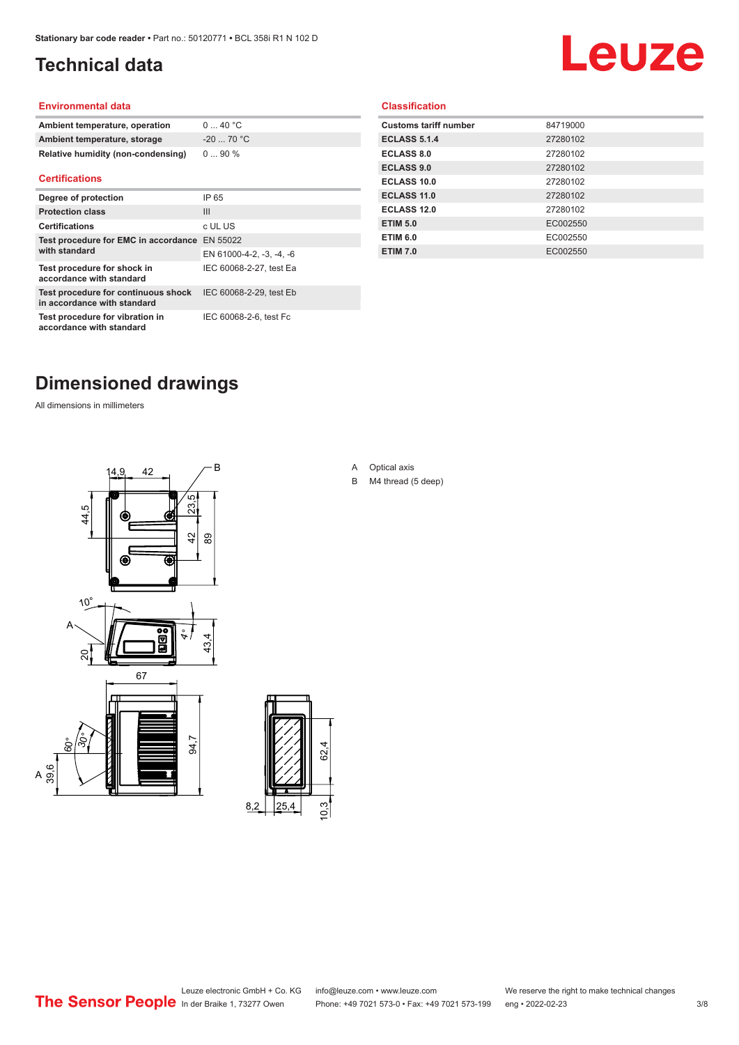# Technical data

## Environmental data

| | |
|---|---|
| **Ambient temperature, operation** | 0 ... 40 °C |
| **Ambient temperature, storage** | -20 ... 70 °C |
| **Relative humidity (non-condensing)** | 0 ... 90 % |

## Certifications

| | |
|---|---|
| **Degree of protection** | IP 65 |
| **Protection class** | III |
| **Certifications** | c UL US |
| **Test procedure for EMC in accordance with standard** | EN 55022 |
| | EN 61000-4-2, -3, -4, -6 |
| **Test procedure for shock in accordance with standard** | IEC 60068-2-27, test Ea |
| **Test procedure for continuous shock in accordance with standard** | IEC 60068-2-29, test Eb |
| **Test procedure for vibration in accordance with standard** | IEC 60068-2-6, test Fc |

## Classification

| | |
|---|---|
| **Customs tariff number** | 84719000 |
| **ECLASS 5.1.4** | 27280102 |
| **ECLASS 8.0** | 27280102 |
| **ECLASS 9.0** | 27280102 |
| **ECLASS 10.0** | 27280102 |
| **ECLASS 11.0** | 27280102 |
| **ECLASS 12.0** | 27280102 |
| **ETIM 5.0** | EC002550 |
| **ETIM 6.0** | EC002550 |
| **ETIM 7.0** | EC002550 |

# Dimensioned drawings

All dimensions in millimeters

A Optical axis
B M4 thread (5 deep)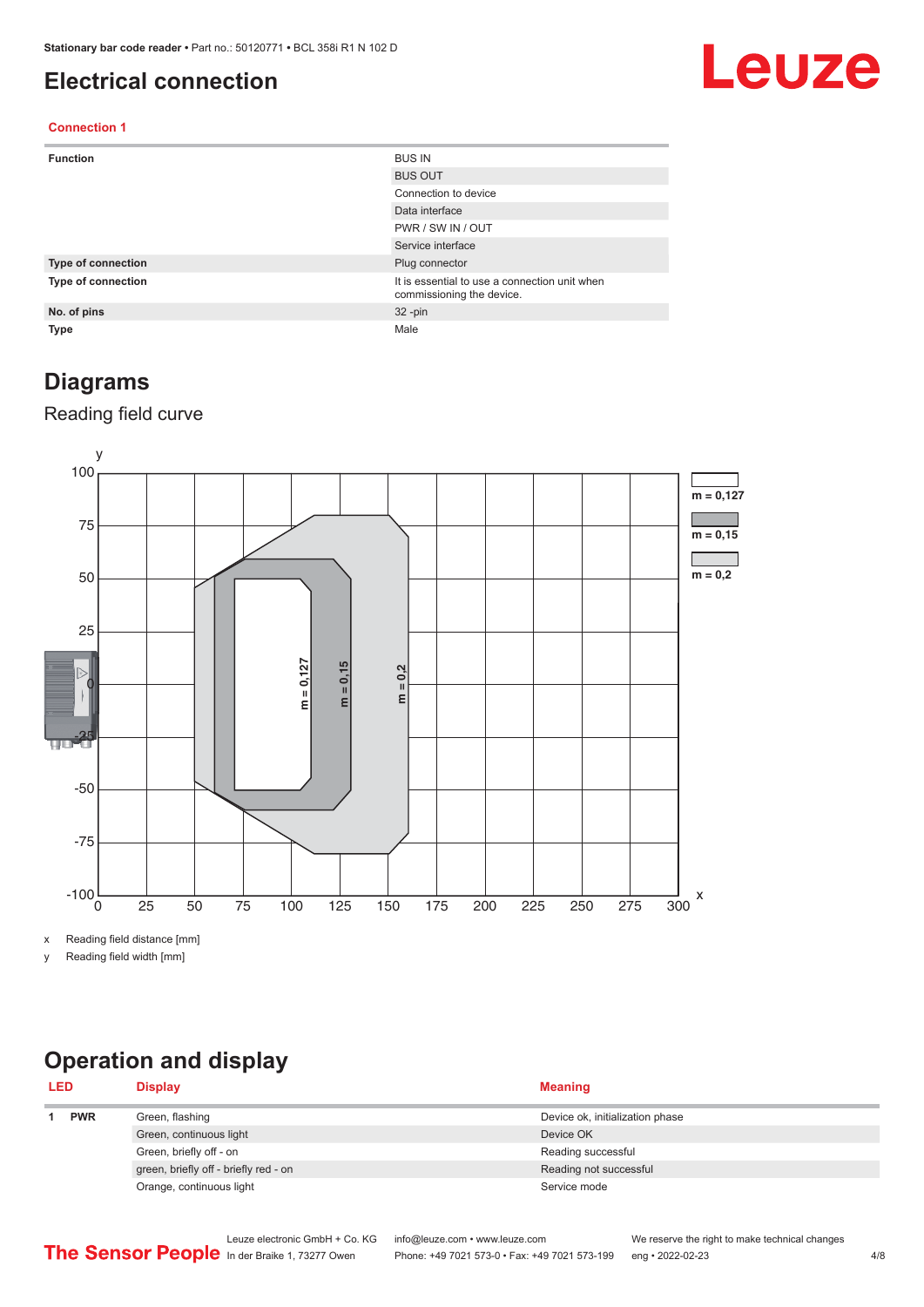# Electrical connection

## Connection 1

| | |
|---|---|
| **Function** | BUS IN |
| | BUS OUT |
| | Connection to device |
| | Data interface |
| | PWR / SW IN / OUT |
| | Service interface |
| **Type of connection** | Plug connector |
| **Type of connection** | It is essential to use a connection unit when commissioning the device. |
| **No. of pins** | 32 -pin |
| **Type** | Male |

# Diagrams

## Reading field curve

x Reading field distance [mm]

y Reading field width [mm]

# Operation and display

| LED | | Display | Meaning |
|---|---|---|---|
| 1 | **PWR** | Green, flashing | Device ok, initialization phase |
| | | Green, continuous light | Device OK |
| | | Green, briefly off - on | Reading successful |
| | | green, briefly off - briefly red - on | Reading not successful |
| | | Orange, continuous light | Service mode |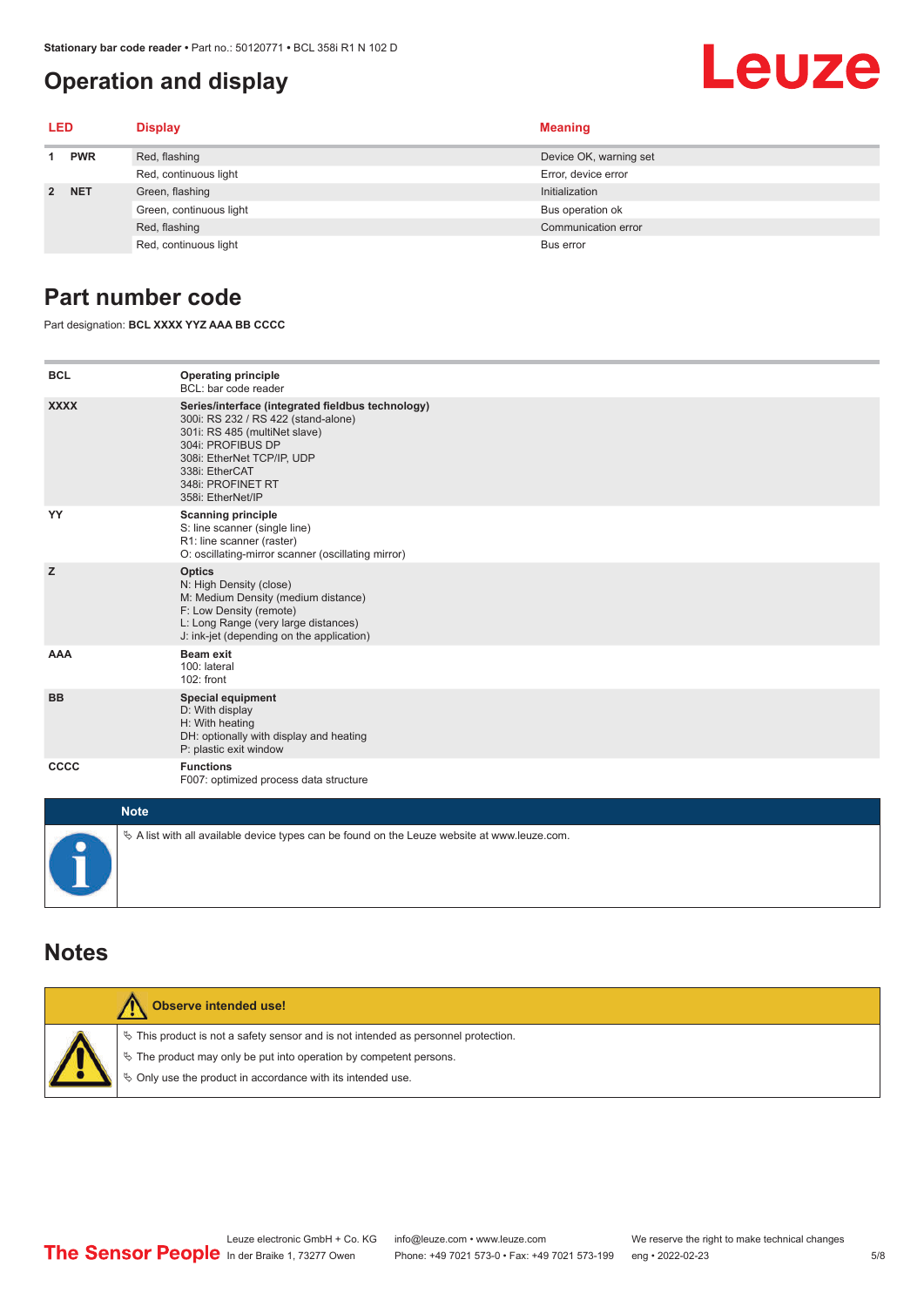## Operation and display

| LED | | Display | Meaning |
|---|---|---|---|
| 1 | PWR | Red, flashing | Device OK, warning set |
| | | Red, continuous light | Error, device error |
| 2 | NET | Green, flashing | Initialization |
| | | Green, continuous light | Bus operation ok |
| | | Red, flashing | Communication error |
| | | Red, continuous light | Bus error |

## Part number code

Part designation: **BCL XXXX YYZ AAA BB CCCC**

| | |
|---|---|
| **BCL** | **Operating principle**<br>BCL: bar code reader |
| **XXXX** | **Series/interface (integrated fieldbus technology)**<br>300i: RS 232 / RS 422 (stand-alone)<br>301i: RS 485 (multiNet slave)<br>304i: PROFIBUS DP<br>308i: EtherNet TCP/IP, UDP<br>338i: EtherCAT<br>348i: PROFINET RT<br>358i: EtherNet/IP |
| **YY** | **Scanning principle**<br>S: line scanner (single line)<br>R1: line scanner (raster)<br>O: oscillating-mirror scanner (oscillating mirror) |
| **Z** | **Optics**<br>N: High Density (close)<br>M: Medium Density (medium distance)<br>F: Low Density (remote)<br>L: Long Range (very large distances)<br>J: ink-jet (depending on the application) |
| **AAA** | **Beam exit**<br>100: lateral<br>102: front |
| **BB** | **Special equipment**<br>D: With display<br>H: With heating<br>DH: optionally with display and heating<br>P: plastic exit window |
| **CCCC** | **Functions**<br>F007: optimized process data structure |

**Note**

↳ A list with all available device types can be found on the Leuze website at www.leuze.com.

## Notes

**Observe intended use!**

- ↳ This product is not a safety sensor and is not intended as personnel protection.
- ↳ The product may only be put into operation by competent persons.
- ↳ Only use the product in accordance with its intended use.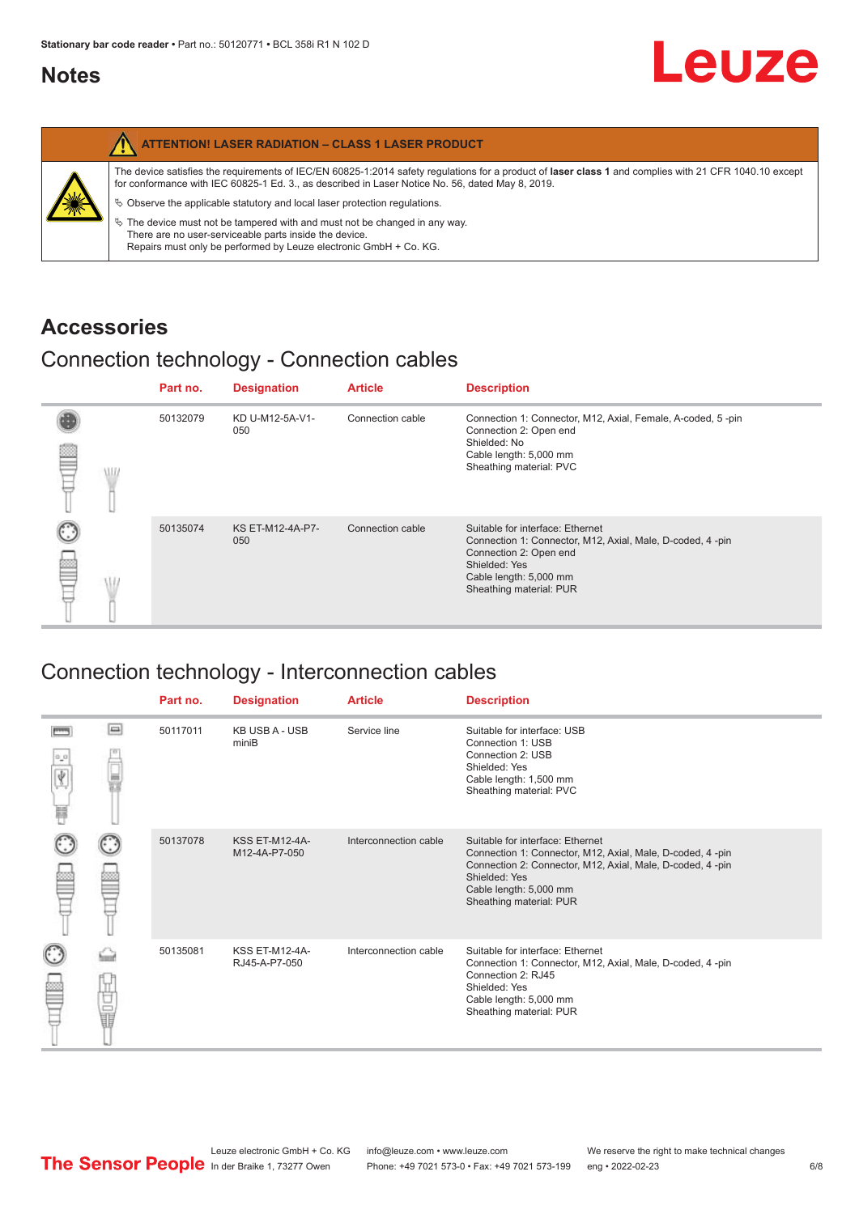## Notes

| ATTENTION! LASER RADIATION – CLASS 1 LASER PRODUCT |
|---|
| The device satisfies the requirements of IEC/EN 60825-1:2014 safety regulations for a product of **laser class 1** and complies with 21 CFR 1040.10 except for conformance with IEC 60825-1 Ed. 3., as described in Laser Notice No. 56, dated May 8, 2019.<br>↳ Observe the applicable statutory and local laser protection regulations.<br>↳ The device must not be tampered with and must not be changed in any way.<br>There are no user-serviceable parts inside the device.<br>Repairs must only be performed by Leuze electronic GmbH + Co. KG. |

# Accessories

## Connection technology - Connection cables

| Part no. | Designation | Article | Description |
|---|---|---|---|
| 50132079 | KD U-M12-5A-V1-050 | Connection cable | Connection 1: Connector, M12, Axial, Female, A-coded, 5 -pin<br>Connection 2: Open end<br>Shielded: No<br>Cable length: 5,000 mm<br>Sheathing material: PVC |
| 50135074 | KS ET-M12-4A-P7-050 | Connection cable | Suitable for interface: Ethernet<br>Connection 1: Connector, M12, Axial, Male, D-coded, 4 -pin<br>Connection 2: Open end<br>Shielded: Yes<br>Cable length: 5,000 mm<br>Sheathing material: PUR |

## Connection technology - Interconnection cables

| Part no. | Designation | Article | Description |
|---|---|---|---|
| 50117011 | KB USB A - USB miniB | Service line | Suitable for interface: USB<br>Connection 1: USB<br>Connection 2: USB<br>Shielded: Yes<br>Cable length: 1,500 mm<br>Sheathing material: PVC |
| 50137078 | KSS ET-M12-4A-M12-4A-P7-050 | Interconnection cable | Suitable for interface: Ethernet<br>Connection 1: Connector, M12, Axial, Male, D-coded, 4 -pin<br>Connection 2: Connector, M12, Axial, Male, D-coded, 4 -pin<br>Shielded: Yes<br>Cable length: 5,000 mm<br>Sheathing material: PUR |
| 50135081 | KSS ET-M12-4A-RJ45-A-P7-050 | Interconnection cable | Suitable for interface: Ethernet<br>Connection 1: Connector, M12, Axial, Male, D-coded, 4 -pin<br>Connection 2: RJ45<br>Shielded: Yes<br>Cable length: 5,000 mm<br>Sheathing material: PUR |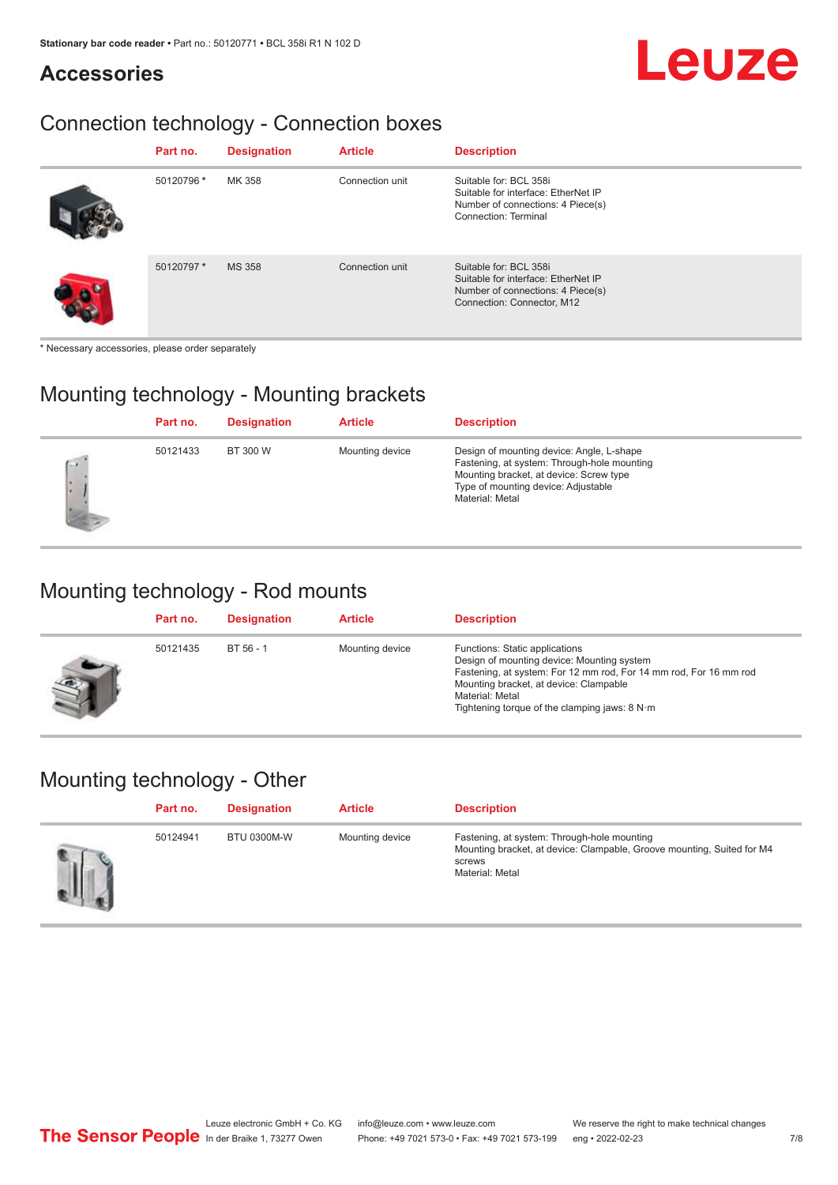## Accessories

### Connection technology - Connection boxes

| Part no. | Designation | Article | Description |
|---|---|---|---|
| 50120796 * | MK 358 | Connection unit | Suitable for: BCL 358i<br>Suitable for interface: EtherNet IP<br>Number of connections: 4 Piece(s)<br>Connection: Terminal |
| 50120797 * | MS 358 | Connection unit | Suitable for: BCL 358i<br>Suitable for interface: EtherNet IP<br>Number of connections: 4 Piece(s)<br>Connection: Connector, M12 |

* Necessary accessories, please order separately

### Mounting technology - Mounting brackets

| Part no. | Designation | Article | Description |
|---|---|---|---|
| 50121433 | BT 300 W | Mounting device | Design of mounting device: Angle, L-shape<br>Fastening, at system: Through-hole mounting<br>Mounting bracket, at device: Screw type<br>Type of mounting device: Adjustable<br>Material: Metal |

### Mounting technology - Rod mounts

| Part no. | Designation | Article | Description |
|---|---|---|---|
| 50121435 | BT 56 - 1 | Mounting device | Functions: Static applications<br>Design of mounting device: Mounting system<br>Fastening, at system: For 12 mm rod, For 14 mm rod, For 16 mm rod<br>Mounting bracket, at device: Clampable<br>Material: Metal<br>Tightening torque of the clamping jaws: 8 N·m |

### Mounting technology - Other

| Part no. | Designation | Article | Description |
|---|---|---|---|
| 50124941 | BTU 0300M-W | Mounting device | Fastening, at system: Through-hole mounting<br>Mounting bracket, at device: Clampable, Groove mounting, Suited for M4 screws<br>Material: Metal |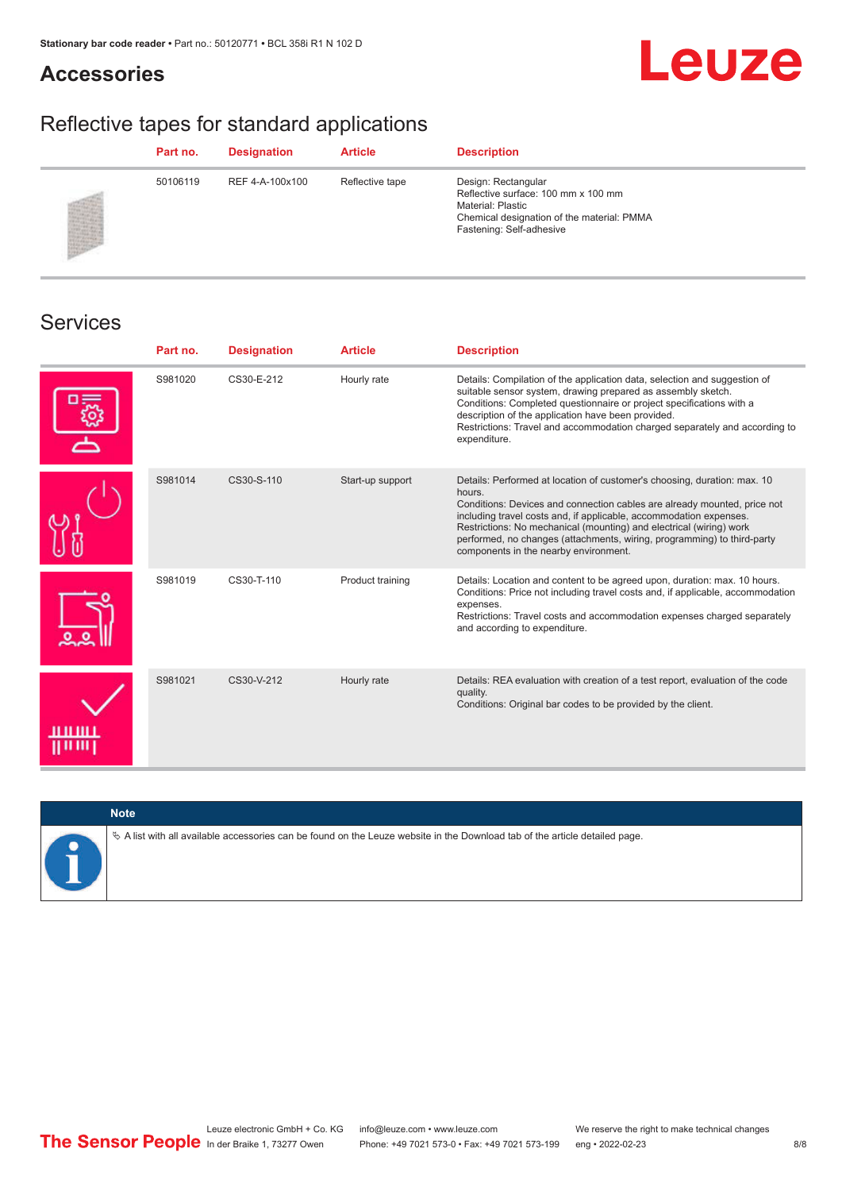## Accessories

## Reflective tapes for standard applications

| | Part no. | Designation | Article | Description |
|---|---|---|---|---|
| | 50106119 | REF 4-A-100x100 | Reflective tape | Design: Rectangular<br>Reflective surface: 100 mm x 100 mm<br>Material: Plastic<br>Chemical designation of the material: PMMA<br>Fastening: Self-adhesive |

## Services

| | Part no. | Designation | Article | Description |
|---|---|---|---|---|
| | S981020 | CS30-E-212 | Hourly rate | Details: Compilation of the application data, selection and suggestion of suitable sensor system, drawing prepared as assembly sketch.<br>Conditions: Completed questionnaire or project specifications with a description of the application have been provided.<br>Restrictions: Travel and accommodation charged separately and according to expenditure. |
| | S981014 | CS30-S-110 | Start-up support | Details: Performed at location of customer's choosing, duration: max. 10 hours.<br>Conditions: Devices and connection cables are already mounted, price not including travel costs and, if applicable, accommodation expenses.<br>Restrictions: No mechanical (mounting) and electrical (wiring) work performed, no changes (attachments, wiring, programming) to third-party components in the nearby environment. |
| | S981019 | CS30-T-110 | Product training | Details: Location and content to be agreed upon, duration: max. 10 hours.<br>Conditions: Price not including travel costs and, if applicable, accommodation expenses.<br>Restrictions: Travel costs and accommodation expenses charged separately and according to expenditure. |
| | S981021 | CS30-V-212 | Hourly rate | Details: REA evaluation with creation of a test report, evaluation of the code quality.<br>Conditions: Original bar codes to be provided by the client. |

**Note**

↳ A list with all available accessories can be found on the Leuze website in the Download tab of the article detailed page.